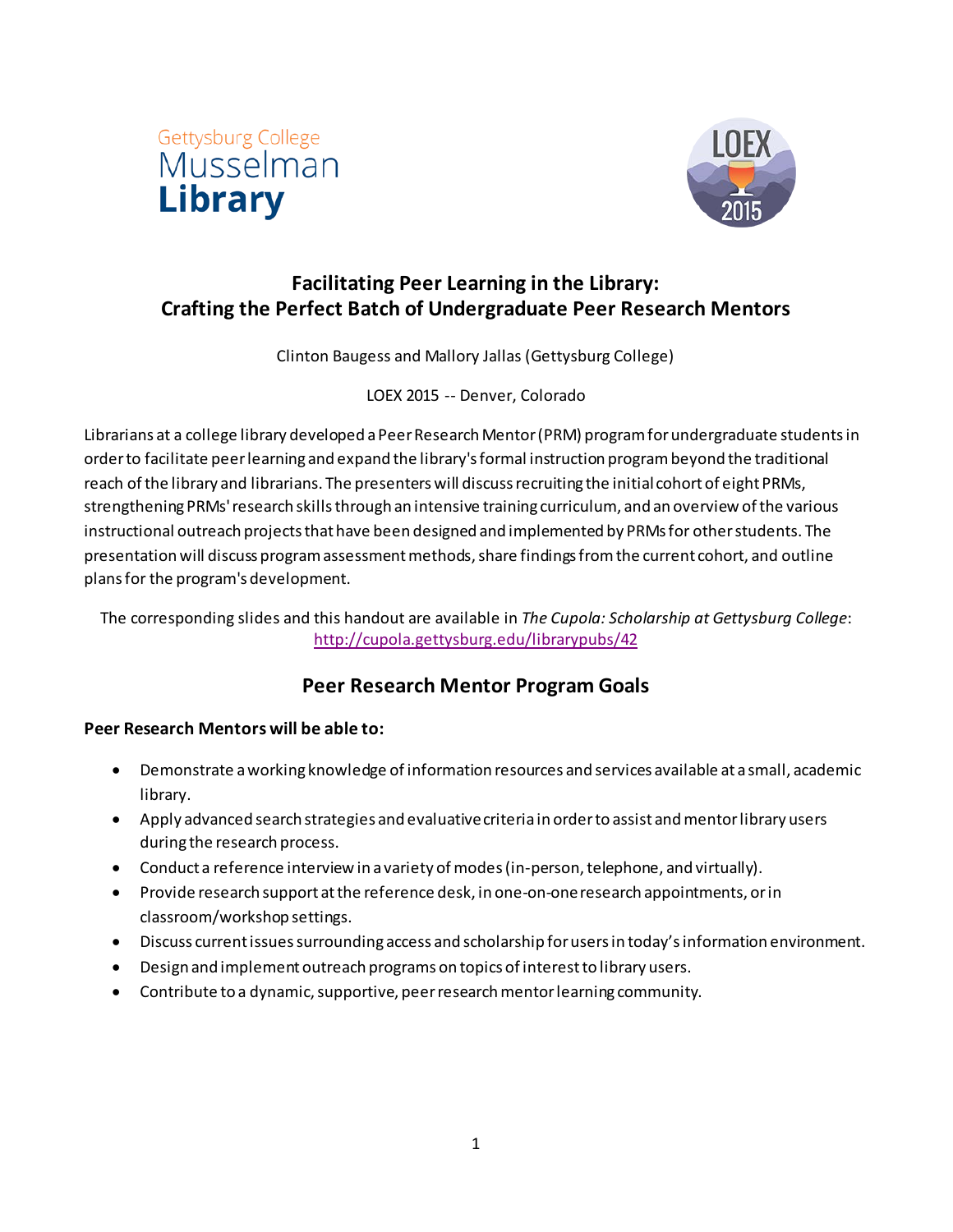Gettysburg College
Musselman
Library

LOEX 2015

# Facilitating Peer Learning in the Library: Crafting the Perfect Batch of Undergraduate Peer Research Mentors

Clinton Baugess and Mallory Jallas (Gettysburg College)

LOEX 2015 -- Denver, Colorado

Librarians at a college library developed a Peer Research Mentor (PRM) program for undergraduate students in order to facilitate peer learning and expand the library's formal instruction program beyond the traditional reach of the library and librarians. The presenters will discuss recruiting the initial cohort of eight PRMs, strengthening PRMs' research skills through an intensive training curriculum, and an overview of the various instructional outreach projects that have been designed and implemented by PRMs for other students. The presentation will discuss program assessment methods, share findings from the current cohort, and outline plans for the program's development.

The corresponding slides and this handout are available in *The Cupola: Scholarship at Gettysburg College*: http://cupola.gettysburg.edu/librarypubs/42

## Peer Research Mentor Program Goals

**Peer Research Mentors will be able to:**

- Demonstrate a working knowledge of information resources and services available at a small, academic library.
- Apply advanced search strategies and evaluative criteria in order to assist and mentor library users during the research process.
- Conduct a reference interview in a variety of modes (in-person, telephone, and virtually).
- Provide research support at the reference desk, in one-on-one research appointments, or in classroom/workshop settings.
- Discuss current issues surrounding access and scholarship for users in today's information environment.
- Design and implement outreach programs on topics of interest to library users.
- Contribute to a dynamic, supportive, peer research mentor learning community.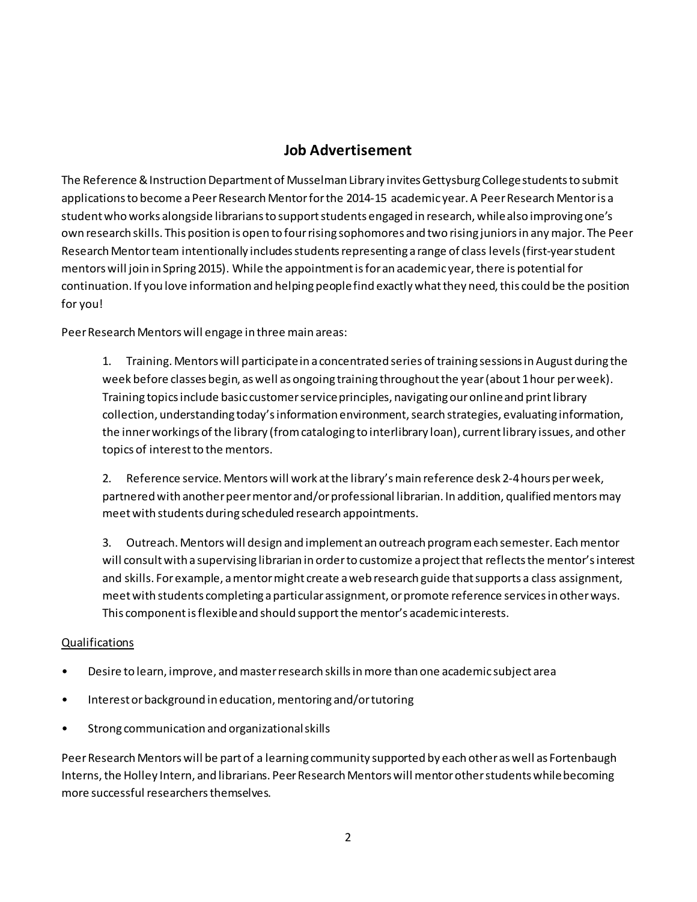## Job Advertisement

The Reference & Instruction Department of Musselman Library invites Gettysburg College students to submit applications to become a Peer Research Mentor for the 2014-15 academic year. A Peer Research Mentor is a student who works alongside librarians to support students engaged in research, while also improving one's own research skills. This position is open to four rising sophomores and two rising juniors in any major. The Peer Research Mentor team intentionally includes students representing a range of class levels (first-year student mentors will join in Spring 2015). While the appointment is for an academic year, there is potential for continuation. If you love information and helping people find exactly what they need, this could be the position for you!

Peer Research Mentors will engage in three main areas:

1. Training. Mentors will participate in a concentrated series of training sessions in August during the week before classes begin, as well as ongoing training throughout the year (about 1 hour per week). Training topics include basic customer service principles, navigating our online and print library collection, understanding today's information environment, search strategies, evaluating information, the inner workings of the library (from cataloging to interlibrary loan), current library issues, and other topics of interest to the mentors.

2. Reference service. Mentors will work at the library's main reference desk 2-4 hours per week, partnered with another peer mentor and/or professional librarian. In addition, qualified mentors may meet with students during scheduled research appointments.

3. Outreach. Mentors will design and implement an outreach program each semester. Each mentor will consult with a supervising librarian in order to customize a project that reflects the mentor's interest and skills. For example, a mentor might create a web research guide that supports a class assignment, meet with students completing a particular assignment, or promote reference services in other ways. This component is flexible and should support the mentor's academic interests.

<u>Qualifications</u>

- Desire to learn, improve, and master research skills in more than one academic subject area
- Interest or background in education, mentoring and/or tutoring
- Strong communication and organizational skills

Peer Research Mentors will be part of a learning community supported by each other as well as Fortenbaugh Interns, the Holley Intern, and librarians. Peer Research Mentors will mentor other students while becoming more successful researchers themselves.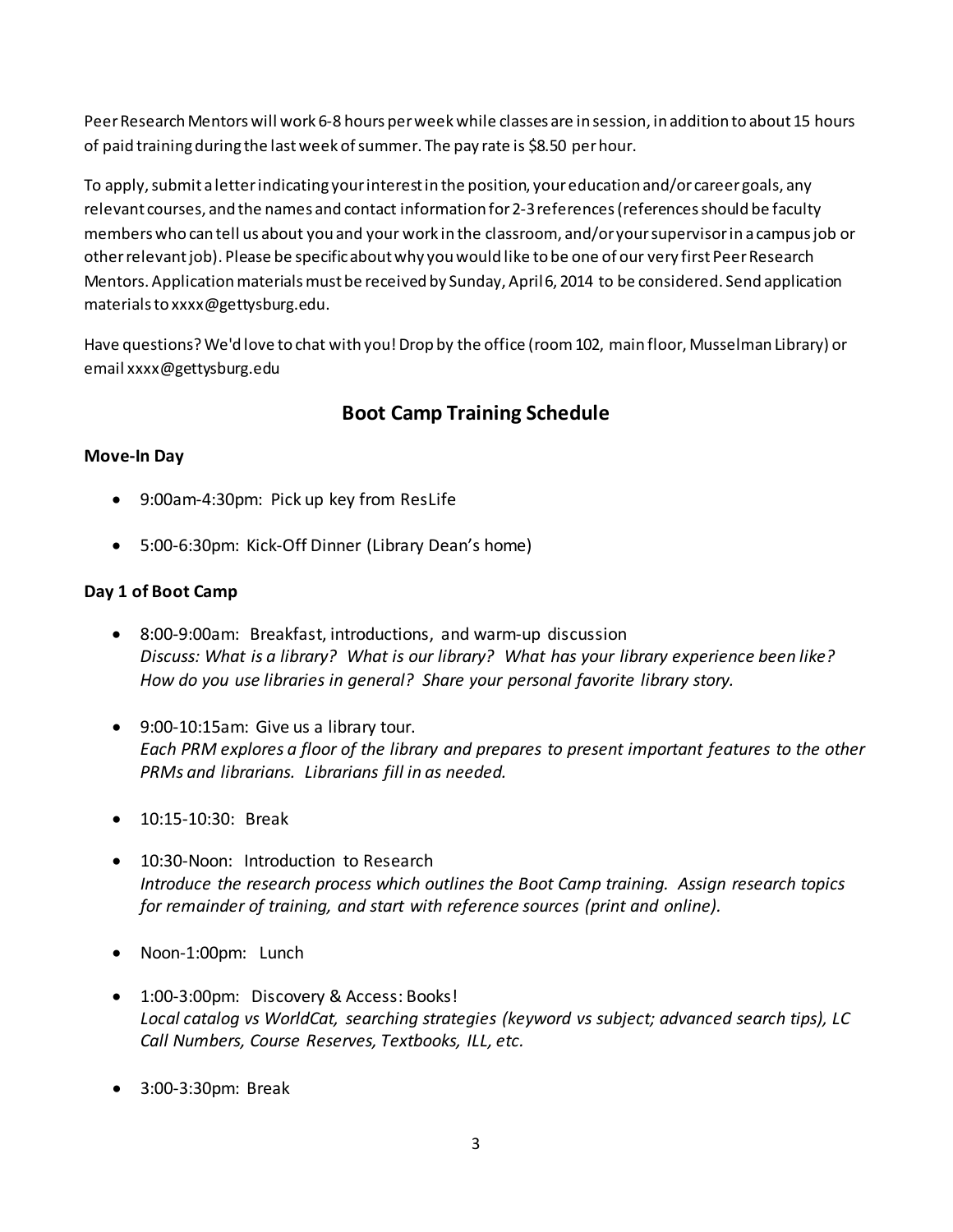Peer Research Mentors will work 6-8 hours per week while classes are in session, in addition to about 15 hours of paid training during the last week of summer. The pay rate is $8.50 per hour.

To apply, submit a letter indicating your interest in the position, your education and/or career goals, any relevant courses, and the names and contact information for 2-3 references (references should be faculty members who can tell us about you and your work in the classroom, and/or your supervisor in a campus job or other relevant job). Please be specific about why you would like to be one of our very first Peer Research Mentors. Application materials must be received by Sunday, April 6, 2014 to be considered. Send application materials to xxxx@gettysburg.edu.

Have questions? We'd love to chat with you! Drop by the office (room 102, main floor, Musselman Library) or email xxxx@gettysburg.edu

## Boot Camp Training Schedule

**Move-In Day**

- 9:00am-4:30pm: Pick up key from ResLife
- 5:00-6:30pm: Kick-Off Dinner (Library Dean's home)

**Day 1 of Boot Camp**

- 8:00-9:00am: Breakfast, introductions, and warm-up discussion
  *Discuss: What is a library? What is our library? What has your library experience been like? How do you use libraries in general? Share your personal favorite library story.*
- 9:00-10:15am: Give us a library tour.
  *Each PRM explores a floor of the library and prepares to present important features to the other PRMs and librarians. Librarians fill in as needed.*
- 10:15-10:30: Break
- 10:30-Noon: Introduction to Research
  *Introduce the research process which outlines the Boot Camp training. Assign research topics for remainder of training, and start with reference sources (print and online).*
- Noon-1:00pm: Lunch
- 1:00-3:00pm: Discovery & Access: Books!
  *Local catalog vs WorldCat, searching strategies (keyword vs subject; advanced search tips), LC Call Numbers, Course Reserves, Textbooks, ILL, etc.*
- 3:00-3:30pm: Break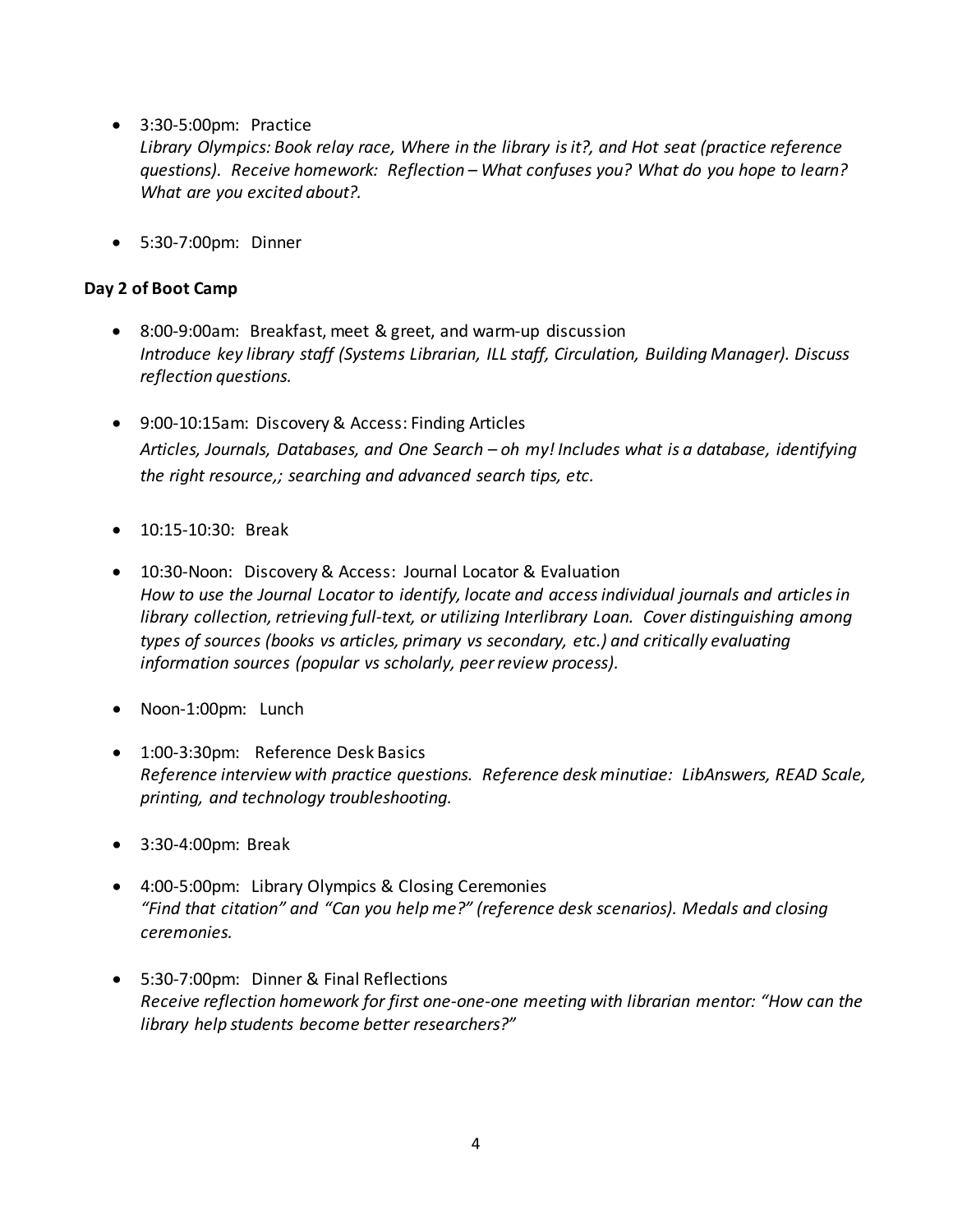- 3:30-5:00pm: Practice
  *Library Olympics: Book relay race, Where in the library is it?, and Hot seat (practice reference questions). Receive homework: Reflection – What confuses you? What do you hope to learn? What are you excited about?.*

- 5:30-7:00pm: Dinner

**Day 2 of Boot Camp**

- 8:00-9:00am: Breakfast, meet & greet, and warm-up discussion
  *Introduce key library staff (Systems Librarian, ILL staff, Circulation, Building Manager). Discuss reflection questions.*

- 9:00-10:15am: Discovery & Access: Finding Articles
  *Articles, Journals, Databases, and One Search – oh my! Includes what is a database, identifying the right resource,; searching and advanced search tips, etc.*

- 10:15-10:30: Break

- 10:30-Noon: Discovery & Access: Journal Locator & Evaluation
  *How to use the Journal Locator to identify, locate and access individual journals and articles in library collection, retrieving full-text, or utilizing Interlibrary Loan. Cover distinguishing among types of sources (books vs articles, primary vs secondary, etc.) and critically evaluating information sources (popular vs scholarly, peer review process).*

- Noon-1:00pm: Lunch

- 1:00-3:30pm: Reference Desk Basics
  *Reference interview with practice questions. Reference desk minutiae: LibAnswers, READ Scale, printing, and technology troubleshooting.*

- 3:30-4:00pm: Break

- 4:00-5:00pm: Library Olympics & Closing Ceremonies
  *"Find that citation" and "Can you help me?" (reference desk scenarios). Medals and closing ceremonies.*

- 5:30-7:00pm: Dinner & Final Reflections
  *Receive reflection homework for first one-one-one meeting with librarian mentor: "How can the library help students become better researchers?"*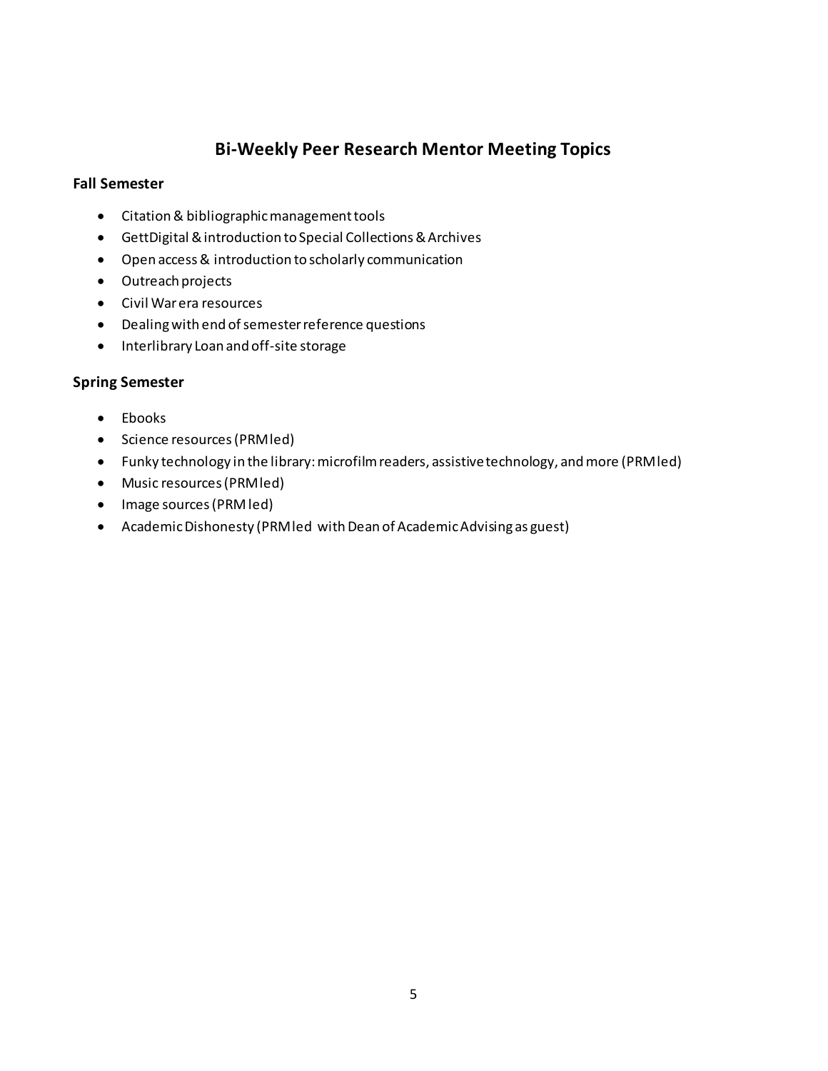## Bi-Weekly Peer Research Mentor Meeting Topics

### Fall Semester

- Citation & bibliographic management tools
- GettDigital & introduction to Special Collections & Archives
- Open access & introduction to scholarly communication
- Outreach projects
- Civil War era resources
- Dealing with end of semester reference questions
- Interlibrary Loan and off-site storage

### Spring Semester

- Ebooks
- Science resources (PRM led)
- Funky technology in the library: microfilm readers, assistive technology, and more (PRM led)
- Music resources (PRM led)
- Image sources (PRM led)
- Academic Dishonesty (PRM led with Dean of Academic Advising as guest)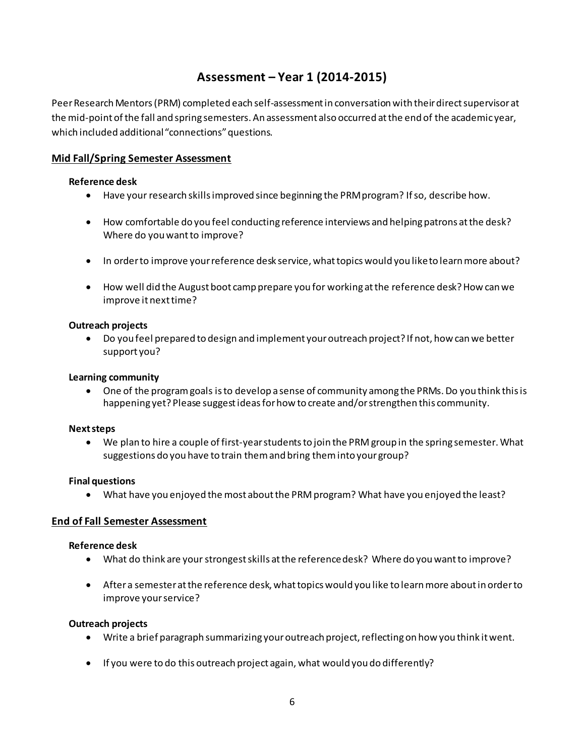# Assessment – Year 1 (2014-2015)

Peer Research Mentors (PRM) completed each self-assessment in conversation with their direct supervisor at the mid-point of the fall and spring semesters. An assessment also occurred at the end of the academic year, which included additional "connections" questions.

## Mid Fall/Spring Semester Assessment

**Reference desk**

- Have your research skills improved since beginning the PRM program? If so, describe how.
- How comfortable do you feel conducting reference interviews and helping patrons at the desk? Where do you want to improve?
- In order to improve your reference desk service, what topics would you like to learn more about?
- How well did the August boot camp prepare you for working at the reference desk? How can we improve it next time?

**Outreach projects**

- Do you feel prepared to design and implement your outreach project? If not, how can we better support you?

**Learning community**

- One of the program goals is to develop a sense of community among the PRMs. Do you think this is happening yet? Please suggest ideas for how to create and/or strengthen this community.

**Next steps**

- We plan to hire a couple of first-year students to join the PRM group in the spring semester. What suggestions do you have to train them and bring them into your group?

**Final questions**

- What have you enjoyed the most about the PRM program? What have you enjoyed the least?

## End of Fall Semester Assessment

**Reference desk**

- What do think are your strongest skills at the reference desk? Where do you want to improve?
- After a semester at the reference desk, what topics would you like to learn more about in order to improve your service?

**Outreach projects**

- Write a brief paragraph summarizing your outreach project, reflecting on how you think it went.
- If you were to do this outreach project again, what would you do differently?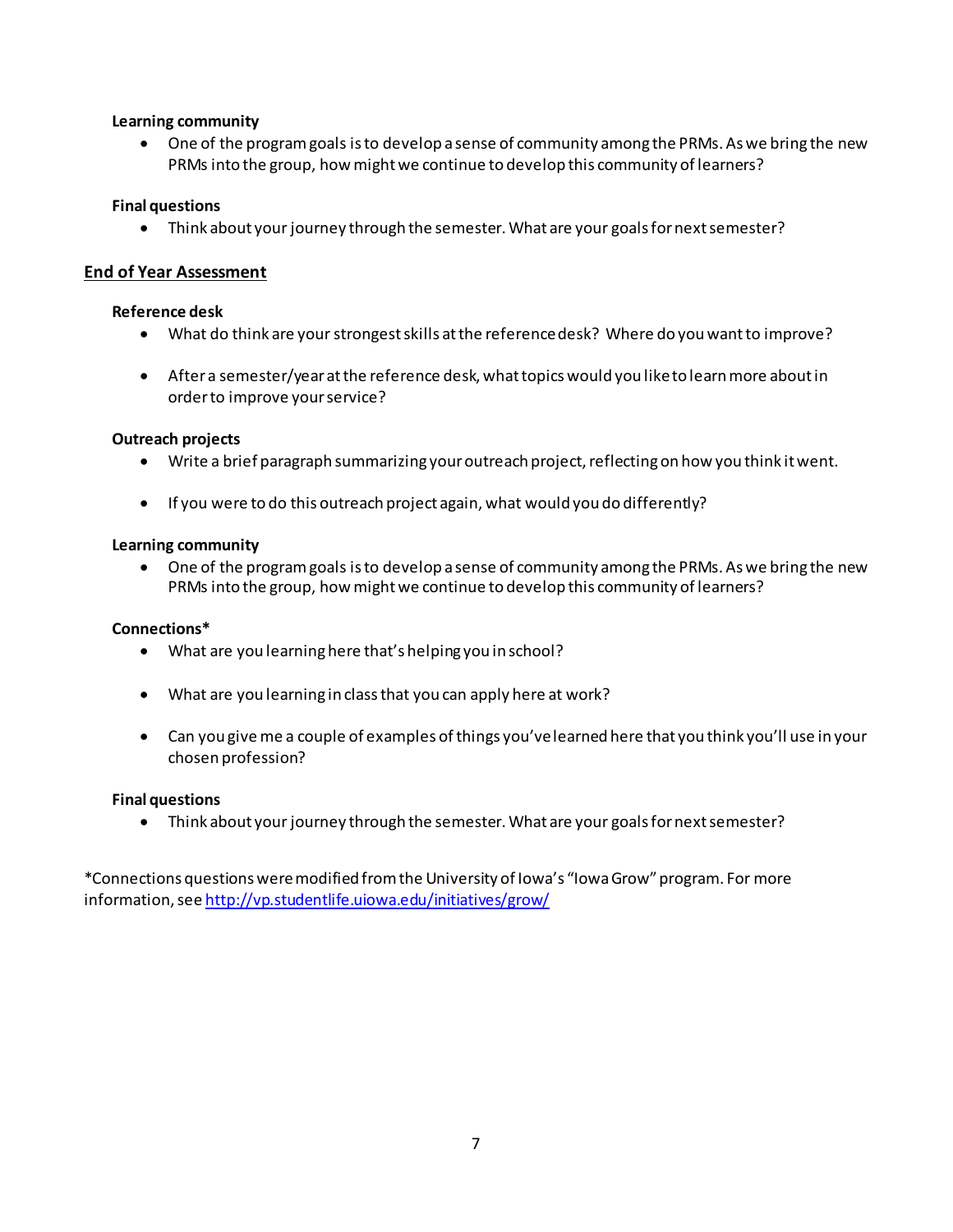**Learning community**

- One of the program goals is to develop a sense of community among the PRMs. As we bring the new PRMs into the group, how might we continue to develop this community of learners?

**Final questions**

- Think about your journey through the semester. What are your goals for next semester?

## End of Year Assessment

**Reference desk**

- What do think are your strongest skills at the reference desk? Where do you want to improve?
- After a semester/year at the reference desk, what topics would you like to learn more about in order to improve your service?

**Outreach projects**

- Write a brief paragraph summarizing your outreach project, reflecting on how you think it went.
- If you were to do this outreach project again, what would you do differently?

**Learning community**

- One of the program goals is to develop a sense of community among the PRMs. As we bring the new PRMs into the group, how might we continue to develop this community of learners?

**Connections***

- What are you learning here that's helping you in school?
- What are you learning in class that you can apply here at work?
- Can you give me a couple of examples of things you've learned here that you think you'll use in your chosen profession?

**Final questions**

- Think about your journey through the semester. What are your goals for next semester?

*Connections questions were modified from the University of Iowa's "Iowa Grow" program. For more information, see http://vp.studentlife.uiowa.edu/initiatives/grow/